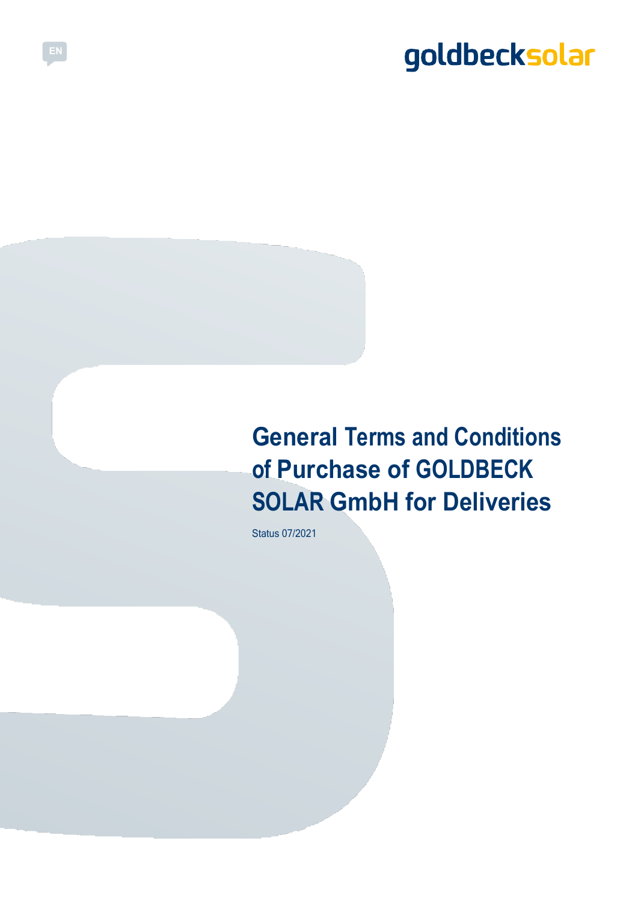EN

goldbecksolar

# General Terms and Conditions of Purchase of GOLDBECK SOLAR GmbH for Deliveries

Status 07/2021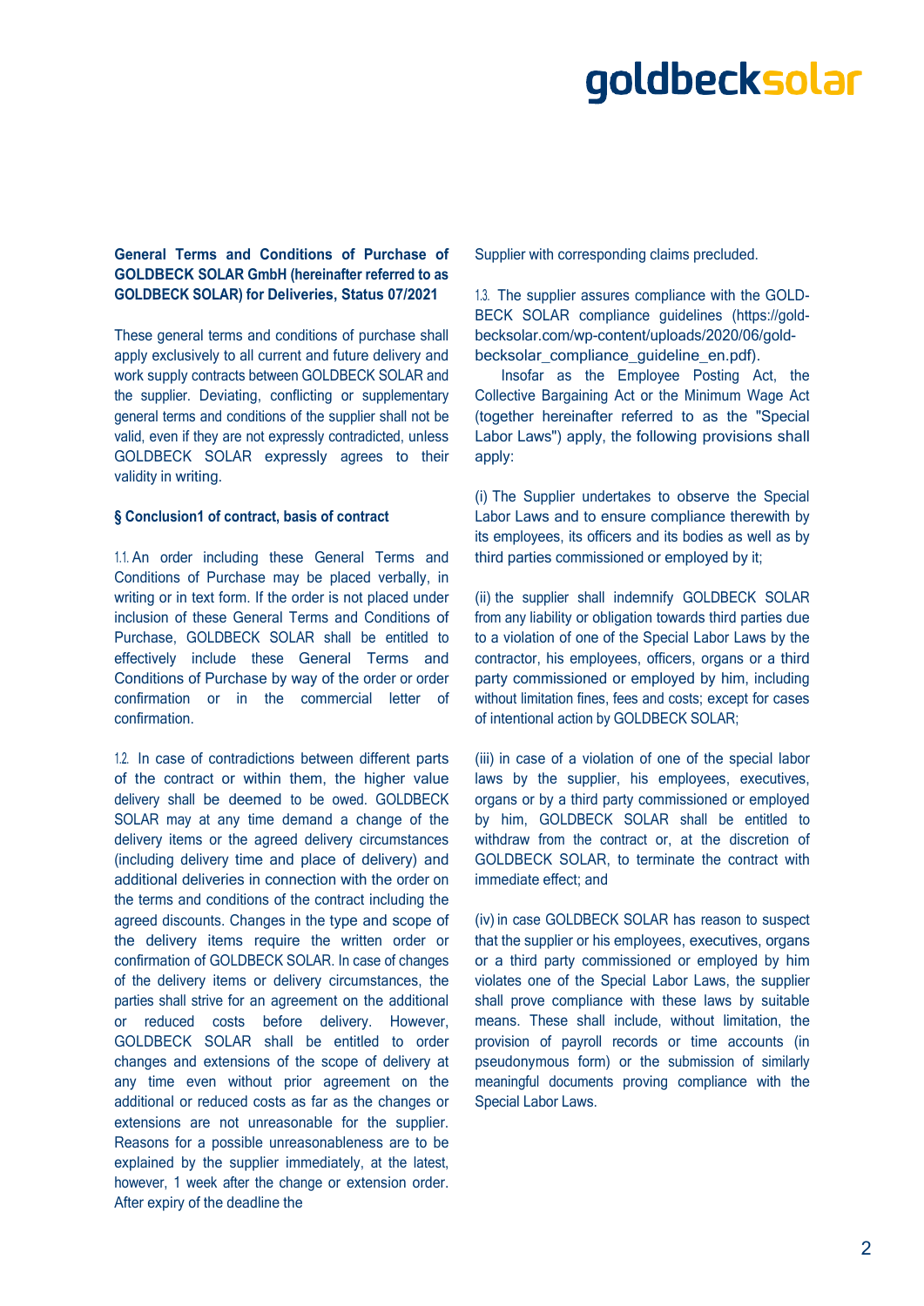**General Terms and Conditions of Purchase of GOLDBECK SOLAR GmbH (hereinafter referred to as GOLDBECK SOLAR) for Deliveries, Status 07/2021**

These general terms and conditions of purchase shall apply exclusively to all current and future delivery and work supply contracts between GOLDBECK SOLAR and the supplier. Deviating, conflicting or supplementary general terms and conditions of the supplier shall not be valid, even if they are not expressly contradicted, unless GOLDBECK SOLAR expressly agrees to their validity in writing.

**§ Conclusion1 of contract, basis of contract**

1.1. An order including these General Terms and Conditions of Purchase may be placed verbally, in writing or in text form. If the order is not placed under inclusion of these General Terms and Conditions of Purchase, GOLDBECK SOLAR shall be entitled to effectively include these General Terms and Conditions of Purchase by way of the order or order confirmation or in the commercial letter of confirmation.

1.2. In case of contradictions between different parts of the contract or within them, the higher value delivery shall be deemed to be owed. GOLDBECK SOLAR may at any time demand a change of the delivery items or the agreed delivery circumstances (including delivery time and place of delivery) and additional deliveries in connection with the order on the terms and conditions of the contract including the agreed discounts. Changes in the type and scope of the delivery items require the written order or confirmation of GOLDBECK SOLAR. In case of changes of the delivery items or delivery circumstances, the parties shall strive for an agreement on the additional or reduced costs before delivery. However, GOLDBECK SOLAR shall be entitled to order changes and extensions of the scope of delivery at any time even without prior agreement on the additional or reduced costs as far as the changes or extensions are not unreasonable for the supplier. Reasons for a possible unreasonableness are to be explained by the supplier immediately, at the latest, however, 1 week after the change or extension order. After expiry of the deadline the Supplier with corresponding claims precluded.

1.3. The supplier assures compliance with the GOLDBECK SOLAR compliance guidelines (https://goldbecksolar.com/wp-content/uploads/2020/06/goldbecksolar_compliance_guideline_en.pdf).

Insofar as the Employee Posting Act, the Collective Bargaining Act or the Minimum Wage Act (together hereinafter referred to as the "Special Labor Laws") apply, the following provisions shall apply:

(i) The Supplier undertakes to observe the Special Labor Laws and to ensure compliance therewith by its employees, its officers and its bodies as well as by third parties commissioned or employed by it;

(ii) the supplier shall indemnify GOLDBECK SOLAR from any liability or obligation towards third parties due to a violation of one of the Special Labor Laws by the contractor, his employees, officers, organs or a third party commissioned or employed by him, including without limitation fines, fees and costs; except for cases of intentional action by GOLDBECK SOLAR;

(iii) in case of a violation of one of the special labor laws by the supplier, his employees, executives, organs or by a third party commissioned or employed by him, GOLDBECK SOLAR shall be entitled to withdraw from the contract or, at the discretion of GOLDBECK SOLAR, to terminate the contract with immediate effect; and

(iv) in case GOLDBECK SOLAR has reason to suspect that the supplier or his employees, executives, organs or a third party commissioned or employed by him violates one of the Special Labor Laws, the supplier shall prove compliance with these laws by suitable means. These shall include, without limitation, the provision of payroll records or time accounts (in pseudonymous form) or the submission of similarly meaningful documents proving compliance with the Special Labor Laws.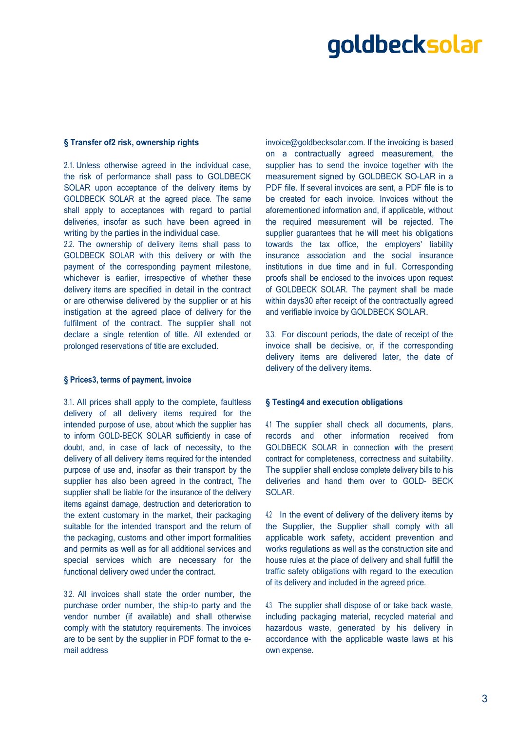## § Transfer of2 risk, ownership rights

2.1. Unless otherwise agreed in the individual case, the risk of performance shall pass to GOLDBECK SOLAR upon acceptance of the delivery items by GOLDBECK SOLAR at the agreed place. The same shall apply to acceptances with regard to partial deliveries, insofar as such have been agreed in writing by the parties in the individual case.

2.2. The ownership of delivery items shall pass to GOLDBECK SOLAR with this delivery or with the payment of the corresponding payment milestone, whichever is earlier, irrespective of whether these delivery items are specified in detail in the contract or are otherwise delivered by the supplier or at his instigation at the agreed place of delivery for the fulfilment of the contract. The supplier shall not declare a single retention of title. All extended or prolonged reservations of title are excluded.

## § Prices3, terms of payment, invoice

3.1. All prices shall apply to the complete, faultless delivery of all delivery items required for the intended purpose of use, about which the supplier has to inform GOLD-BECK SOLAR sufficiently in case of doubt, and, in case of lack of necessity, to the delivery of all delivery items required for the intended purpose of use and, insofar as their transport by the supplier has also been agreed in the contract, The supplier shall be liable for the insurance of the delivery items against damage, destruction and deterioration to the extent customary in the market, their packaging suitable for the intended transport and the return of the packaging, customs and other import formalities and permits as well as for all additional services and special services which are necessary for the functional delivery owed under the contract.

3.2. All invoices shall state the order number, the purchase order number, the ship-to party and the vendor number (if available) and shall otherwise comply with the statutory requirements. The invoices are to be sent by the supplier in PDF format to the e-mail address invoice@goldbecksolar.com. If the invoicing is based on a contractually agreed measurement, the supplier has to send the invoice together with the measurement signed by GOLDBECK SO-LAR in a PDF file. If several invoices are sent, a PDF file is to be created for each invoice. Invoices without the aforementioned information and, if applicable, without the required measurement will be rejected. The supplier guarantees that he will meet his obligations towards the tax office, the employers' liability insurance association and the social insurance institutions in due time and in full. Corresponding proofs shall be enclosed to the invoices upon request of GOLDBECK SOLAR. The payment shall be made within days30 after receipt of the contractually agreed and verifiable invoice by GOLDBECK SOLAR.

3.3. For discount periods, the date of receipt of the invoice shall be decisive, or, if the corresponding delivery items are delivered later, the date of delivery of the delivery items.

## § Testing4 and execution obligations

4.1 The supplier shall check all documents, plans, records and other information received from GOLDBECK SOLAR in connection with the present contract for completeness, correctness and suitability. The supplier shall enclose complete delivery bills to his deliveries and hand them over to GOLD- BECK SOLAR.

4.2 In the event of delivery of the delivery items by the Supplier, the Supplier shall comply with all applicable work safety, accident prevention and works regulations as well as the construction site and house rules at the place of delivery and shall fulfill the traffic safety obligations with regard to the execution of its delivery and included in the agreed price.

4.3 The supplier shall dispose of or take back waste, including packaging material, recycled material and hazardous waste, generated by his delivery in accordance with the applicable waste laws at his own expense.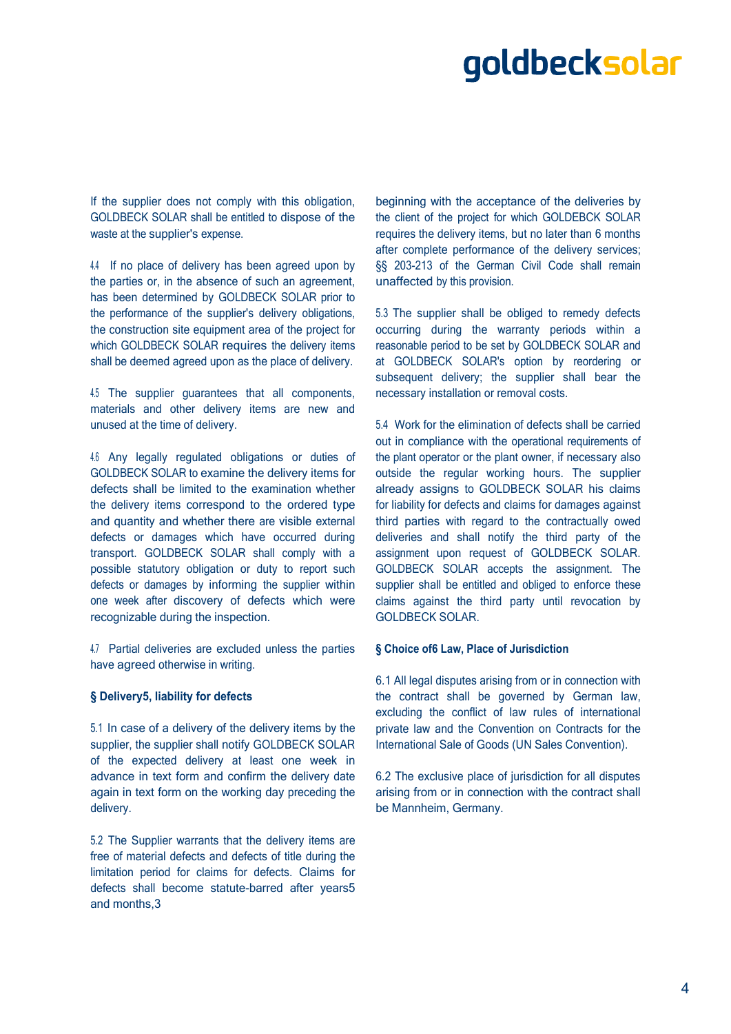If the supplier does not comply with this obligation, GOLDBECK SOLAR shall be entitled to dispose of the waste at the supplier's expense.

4.4 If no place of delivery has been agreed upon by the parties or, in the absence of such an agreement, has been determined by GOLDBECK SOLAR prior to the performance of the supplier's delivery obligations, the construction site equipment area of the project for which GOLDBECK SOLAR requires the delivery items shall be deemed agreed upon as the place of delivery.

4.5 The supplier guarantees that all components, materials and other delivery items are new and unused at the time of delivery.

4.6 Any legally regulated obligations or duties of GOLDBECK SOLAR to examine the delivery items for defects shall be limited to the examination whether the delivery items correspond to the ordered type and quantity and whether there are visible external defects or damages which have occurred during transport. GOLDBECK SOLAR shall comply with a possible statutory obligation or duty to report such defects or damages by informing the supplier within one week after discovery of defects which were recognizable during the inspection.

4.7 Partial deliveries are excluded unless the parties have agreed otherwise in writing.

**§ Delivery5, liability for defects**

5.1 In case of a delivery of the delivery items by the supplier, the supplier shall notify GOLDBECK SOLAR of the expected delivery at least one week in advance in text form and confirm the delivery date again in text form on the working day preceding the delivery.

5.2 The Supplier warrants that the delivery items are free of material defects and defects of title during the limitation period for claims for defects. Claims for defects shall become statute-barred after years5 and months,3 beginning with the acceptance of the deliveries by the client of the project for which GOLDEBCK SOLAR requires the delivery items, but no later than 6 months after complete performance of the delivery services; §§ 203-213 of the German Civil Code shall remain unaffected by this provision.

5.3 The supplier shall be obliged to remedy defects occurring during the warranty periods within a reasonable period to be set by GOLDBECK SOLAR and at GOLDBECK SOLAR's option by reordering or subsequent delivery; the supplier shall bear the necessary installation or removal costs.

5.4 Work for the elimination of defects shall be carried out in compliance with the operational requirements of the plant operator or the plant owner, if necessary also outside the regular working hours. The supplier already assigns to GOLDBECK SOLAR his claims for liability for defects and claims for damages against third parties with regard to the contractually owed deliveries and shall notify the third party of the assignment upon request of GOLDBECK SOLAR. GOLDBECK SOLAR accepts the assignment. The supplier shall be entitled and obliged to enforce these claims against the third party until revocation by GOLDBECK SOLAR.

**§ Choice of6 Law, Place of Jurisdiction**

6.1 All legal disputes arising from or in connection with the contract shall be governed by German law, excluding the conflict of law rules of international private law and the Convention on Contracts for the International Sale of Goods (UN Sales Convention).

6.2 The exclusive place of jurisdiction for all disputes arising from or in connection with the contract shall be Mannheim, Germany.